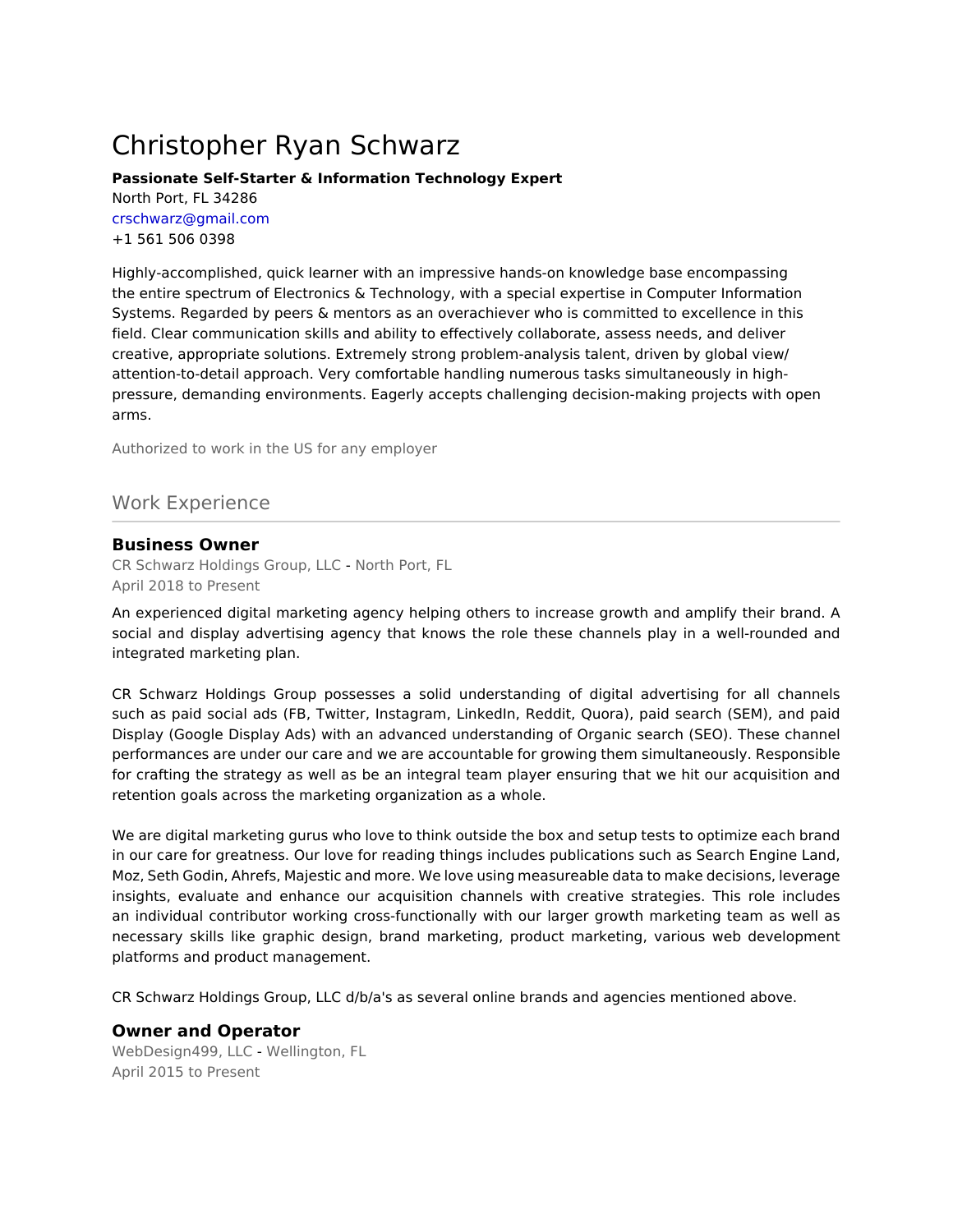# Christopher Ryan Schwarz

**Passionate Self-Starter & Information Technology Expert**
North Port, FL 34286
crschwarz@gmail.com
+1 561 506 0398

Highly-accomplished, quick learner with an impressive hands-on knowledge base encompassing the entire spectrum of Electronics & Technology, with a special expertise in Computer Information Systems. Regarded by peers & mentors as an overachiever who is committed to excellence in this field. Clear communication skills and ability to effectively collaborate, assess needs, and deliver creative, appropriate solutions. Extremely strong problem-analysis talent, driven by global view/ attention-to-detail approach. Very comfortable handling numerous tasks simultaneously in high-pressure, demanding environments. Eagerly accepts challenging decision-making projects with open arms.

Authorized to work in the US for any employer

## Work Experience

### Business Owner

CR Schwarz Holdings Group, LLC - North Port, FL
April 2018 to Present

An experienced digital marketing agency helping others to increase growth and amplify their brand. A social and display advertising agency that knows the role these channels play in a well-rounded and integrated marketing plan.

CR Schwarz Holdings Group possesses a solid understanding of digital advertising for all channels such as paid social ads (FB, Twitter, Instagram, LinkedIn, Reddit, Quora), paid search (SEM), and paid Display (Google Display Ads) with an advanced understanding of Organic search (SEO). These channel performances are under our care and we are accountable for growing them simultaneously. Responsible for crafting the strategy as well as be an integral team player ensuring that we hit our acquisition and retention goals across the marketing organization as a whole.

We are digital marketing gurus who love to think outside the box and setup tests to optimize each brand in our care for greatness. Our love for reading things includes publications such as Search Engine Land, Moz, Seth Godin, Ahrefs, Majestic and more. We love using measureable data to make decisions, leverage insights, evaluate and enhance our acquisition channels with creative strategies. This role includes an individual contributor working cross-functionally with our larger growth marketing team as well as necessary skills like graphic design, brand marketing, product marketing, various web development platforms and product management.

CR Schwarz Holdings Group, LLC d/b/a's as several online brands and agencies mentioned above.

### Owner and Operator

WebDesign499, LLC - Wellington, FL
April 2015 to Present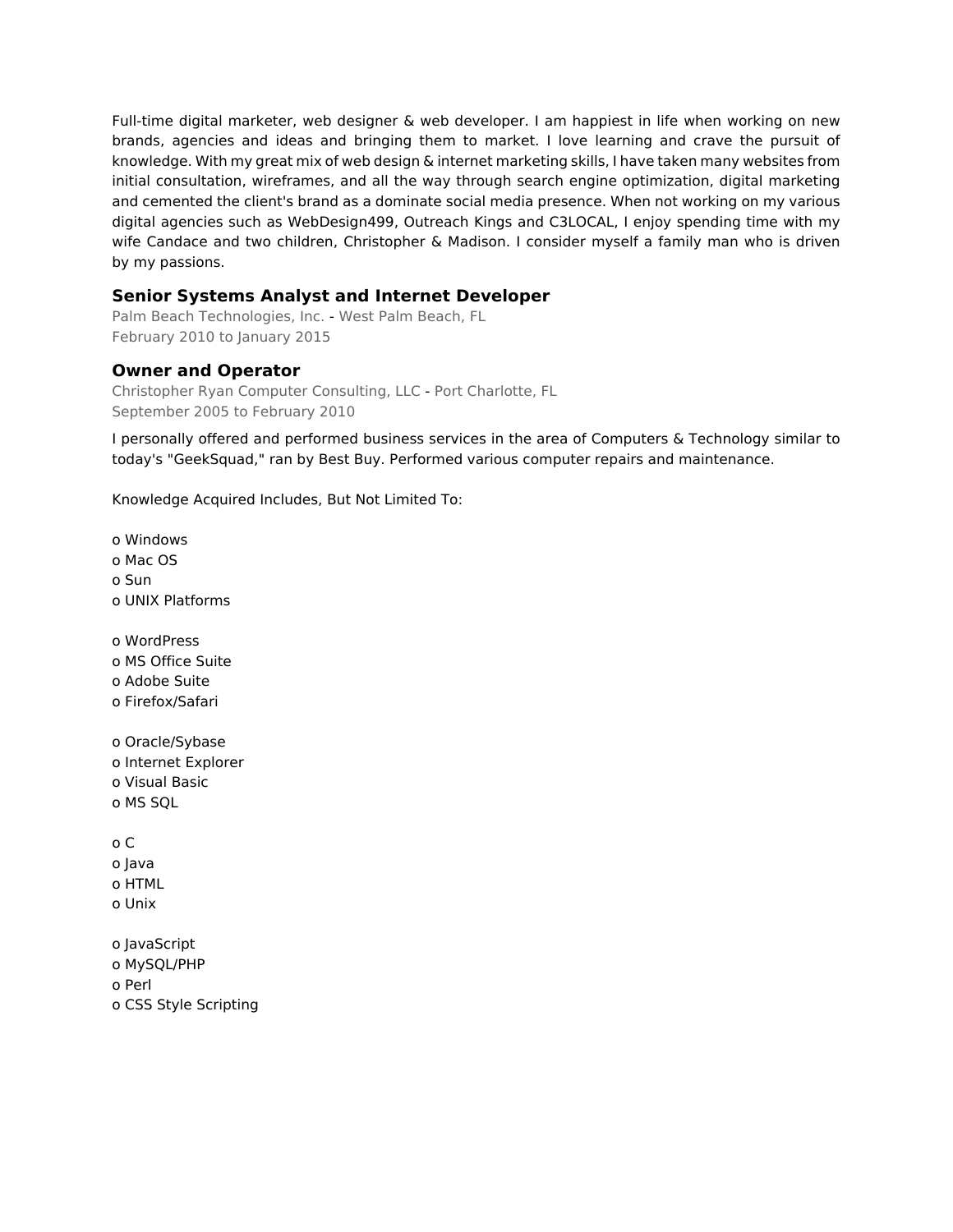Full-time digital marketer, web designer & web developer. I am happiest in life when working on new brands, agencies and ideas and bringing them to market. I love learning and crave the pursuit of knowledge. With my great mix of web design & internet marketing skills, I have taken many websites from initial consultation, wireframes, and all the way through search engine optimization, digital marketing and cemented the client's brand as a dominate social media presence. When not working on my various digital agencies such as WebDesign499, Outreach Kings and C3LOCAL, I enjoy spending time with my wife Candace and two children, Christopher & Madison. I consider myself a family man who is driven by my passions.

### Senior Systems Analyst and Internet Developer

Palm Beach Technologies, Inc. - West Palm Beach, FL
February 2010 to January 2015

### Owner and Operator

Christopher Ryan Computer Consulting, LLC - Port Charlotte, FL
September 2005 to February 2010

I personally offered and performed business services in the area of Computers & Technology similar to today's "GeekSquad," ran by Best Buy. Performed various computer repairs and maintenance.

Knowledge Acquired Includes, But Not Limited To:

o Windows
o Mac OS
o Sun
o UNIX Platforms

o WordPress
o MS Office Suite
o Adobe Suite
o Firefox/Safari

o Oracle/Sybase
o Internet Explorer
o Visual Basic
o MS SQL

o C
o Java
o HTML
o Unix

o JavaScript
o MySQL/PHP
o Perl
o CSS Style Scripting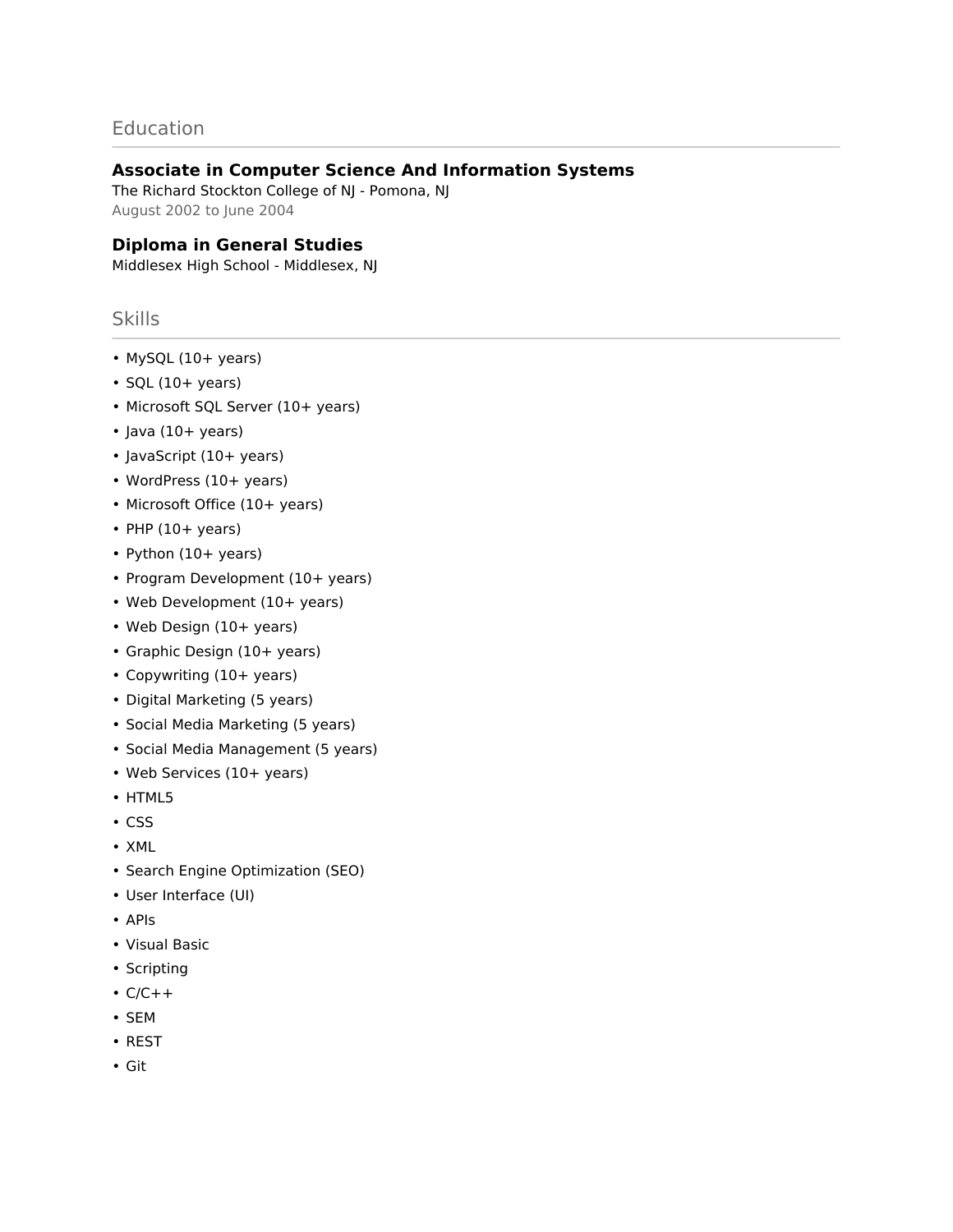## Education

### Associate in Computer Science And Information Systems

The Richard Stockton College of NJ - Pomona, NJ
August 2002 to June 2004

### Diploma in General Studies

Middlesex High School - Middlesex, NJ

## Skills

- MySQL (10+ years)
- SQL (10+ years)
- Microsoft SQL Server (10+ years)
- Java (10+ years)
- JavaScript (10+ years)
- WordPress (10+ years)
- Microsoft Office (10+ years)
- PHP (10+ years)
- Python (10+ years)
- Program Development (10+ years)
- Web Development (10+ years)
- Web Design (10+ years)
- Graphic Design (10+ years)
- Copywriting (10+ years)
- Digital Marketing (5 years)
- Social Media Marketing (5 years)
- Social Media Management (5 years)
- Web Services (10+ years)
- HTML5
- CSS
- XML
- Search Engine Optimization (SEO)
- User Interface (UI)
- APIs
- Visual Basic
- Scripting
- C/C++
- SEM
- REST
- Git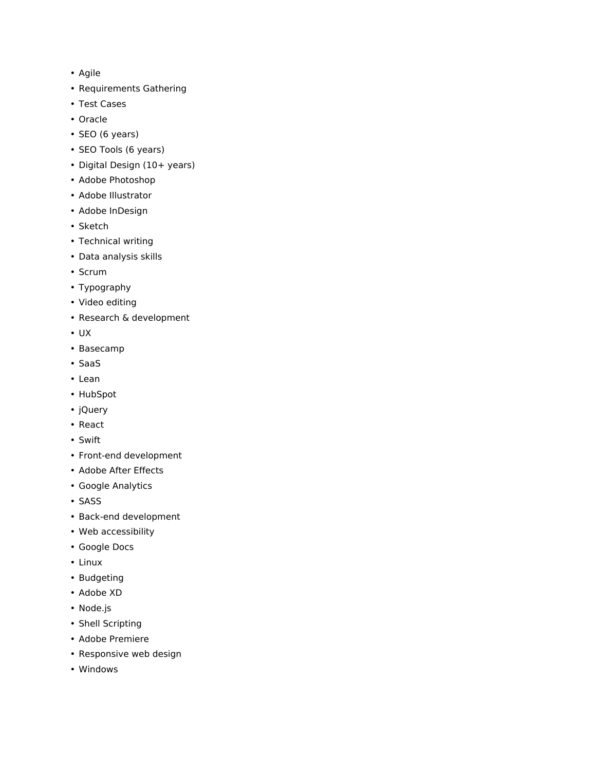- Agile
- Requirements Gathering
- Test Cases
- Oracle
- SEO (6 years)
- SEO Tools (6 years)
- Digital Design (10+ years)
- Adobe Photoshop
- Adobe Illustrator
- Adobe InDesign
- Sketch
- Technical writing
- Data analysis skills
- Scrum
- Typography
- Video editing
- Research & development
- UX
- Basecamp
- SaaS
- Lean
- HubSpot
- jQuery
- React
- Swift
- Front-end development
- Adobe After Effects
- Google Analytics
- SASS
- Back-end development
- Web accessibility
- Google Docs
- Linux
- Budgeting
- Adobe XD
- Node.js
- Shell Scripting
- Adobe Premiere
- Responsive web design
- Windows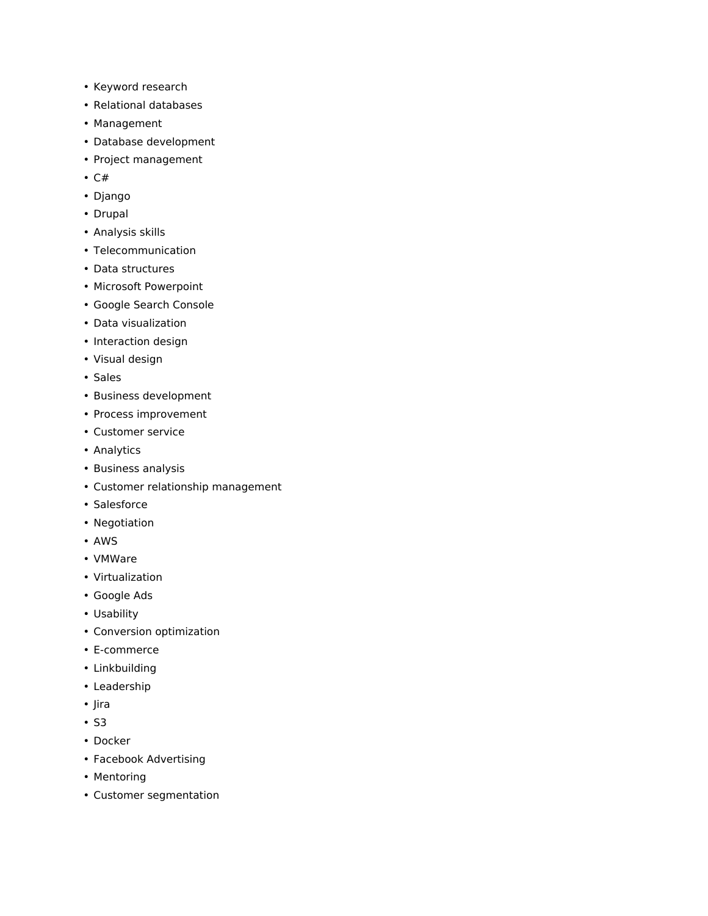- Keyword research
- Relational databases
- Management
- Database development
- Project management
- C#
- Django
- Drupal
- Analysis skills
- Telecommunication
- Data structures
- Microsoft Powerpoint
- Google Search Console
- Data visualization
- Interaction design
- Visual design
- Sales
- Business development
- Process improvement
- Customer service
- Analytics
- Business analysis
- Customer relationship management
- Salesforce
- Negotiation
- AWS
- VMWare
- Virtualization
- Google Ads
- Usability
- Conversion optimization
- E-commerce
- Linkbuilding
- Leadership
- Jira
- S3
- Docker
- Facebook Advertising
- Mentoring
- Customer segmentation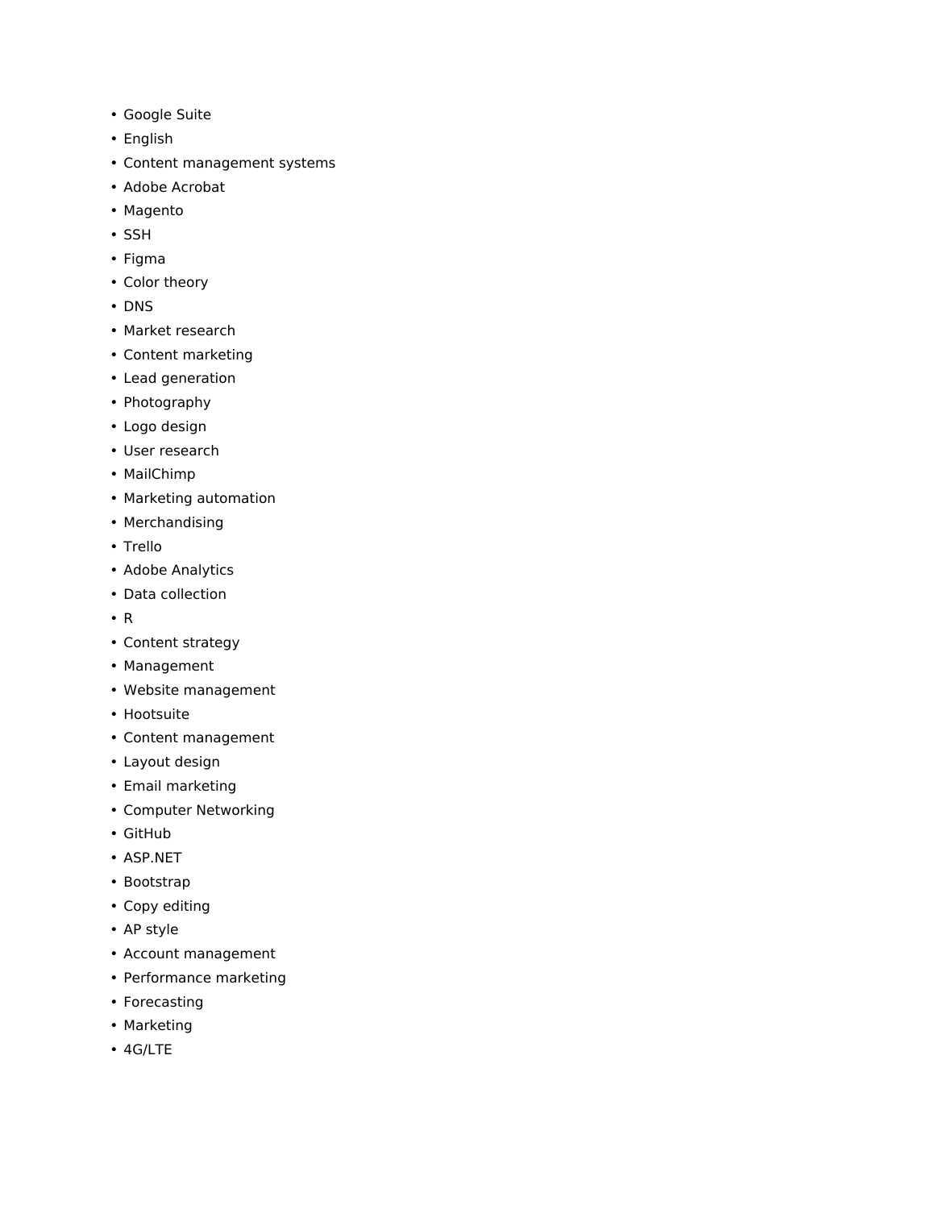- Google Suite
- English
- Content management systems
- Adobe Acrobat
- Magento
- SSH
- Figma
- Color theory
- DNS
- Market research
- Content marketing
- Lead generation
- Photography
- Logo design
- User research
- MailChimp
- Marketing automation
- Merchandising
- Trello
- Adobe Analytics
- Data collection
- R
- Content strategy
- Management
- Website management
- Hootsuite
- Content management
- Layout design
- Email marketing
- Computer Networking
- GitHub
- ASP.NET
- Bootstrap
- Copy editing
- AP style
- Account management
- Performance marketing
- Forecasting
- Marketing
- 4G/LTE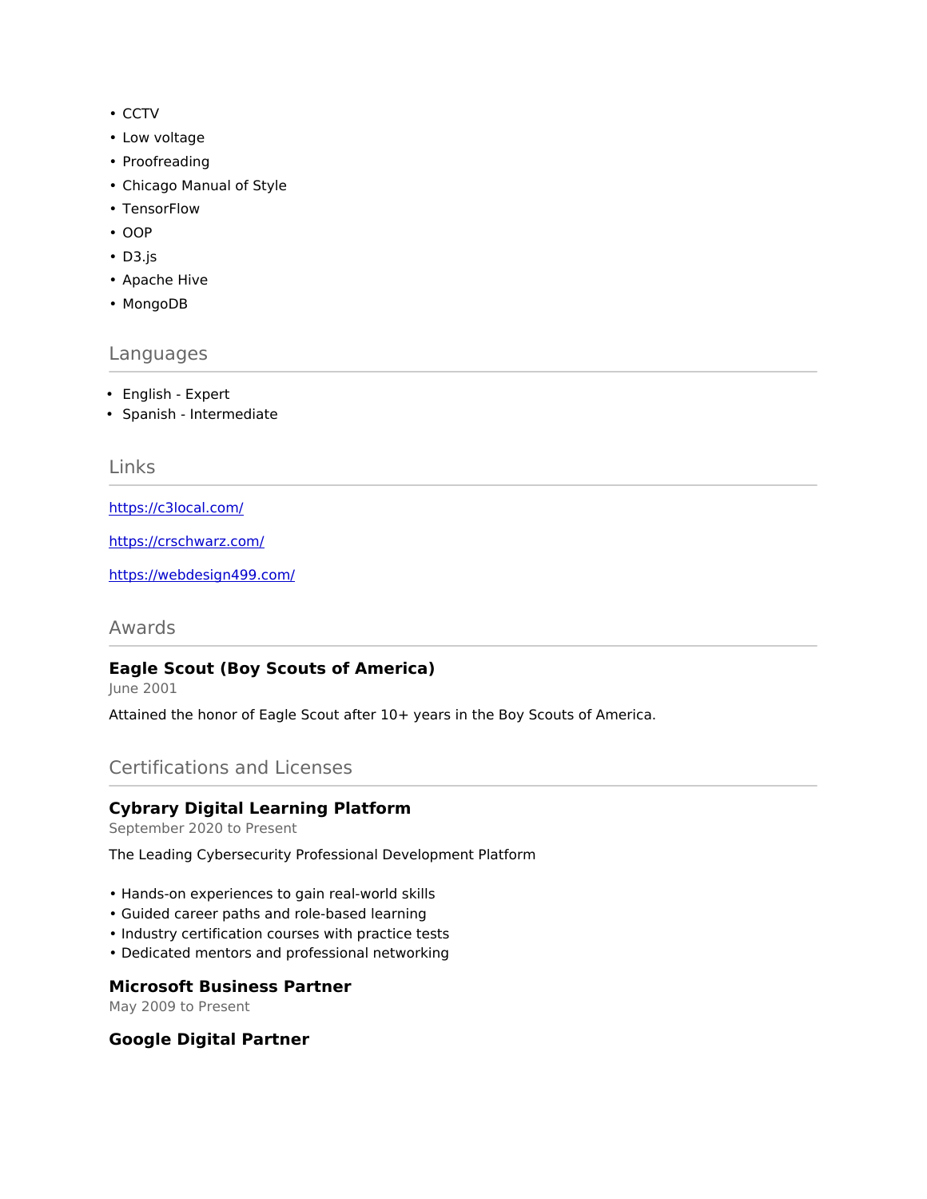- CCTV
- Low voltage
- Proofreading
- Chicago Manual of Style
- TensorFlow
- OOP
- D3.js
- Apache Hive
- MongoDB

## Languages

- English - Expert
- Spanish - Intermediate

## Links

https://c3local.com/

https://crschwarz.com/

https://webdesign499.com/

## Awards

### Eagle Scout (Boy Scouts of America)

June 2001

Attained the honor of Eagle Scout after 10+ years in the Boy Scouts of America.

## Certifications and Licenses

### Cybrary Digital Learning Platform

September 2020 to Present

The Leading Cybersecurity Professional Development Platform

- Hands-on experiences to gain real-world skills
- Guided career paths and role-based learning
- Industry certification courses with practice tests
- Dedicated mentors and professional networking

### Microsoft Business Partner

May 2009 to Present

### Google Digital Partner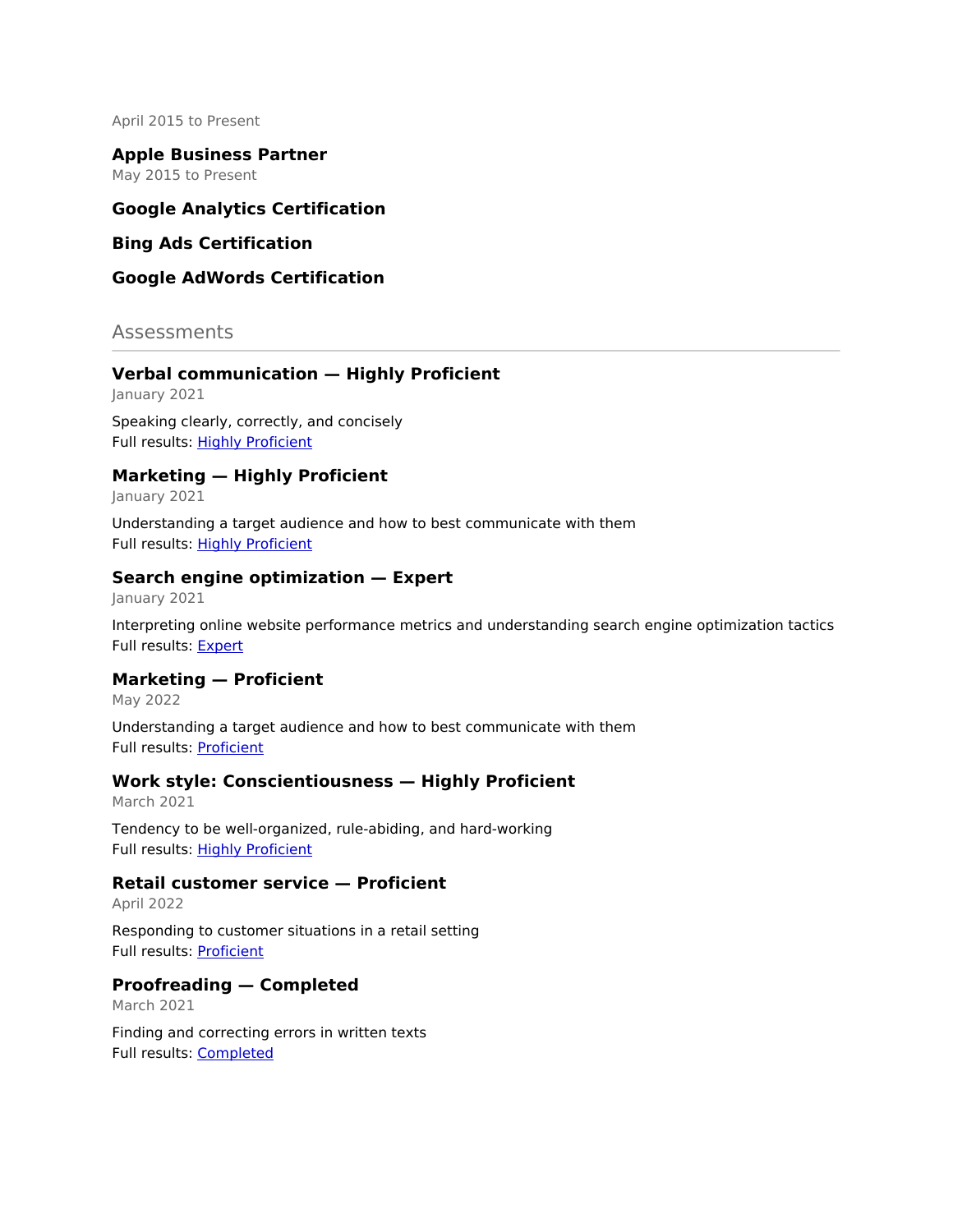April 2015 to Present

**Apple Business Partner**
May 2015 to Present

**Google Analytics Certification**

**Bing Ads Certification**

**Google AdWords Certification**

## Assessments

**Verbal communication — Highly Proficient**
January 2021

Speaking clearly, correctly, and concisely
Full results: Highly Proficient

**Marketing — Highly Proficient**
January 2021

Understanding a target audience and how to best communicate with them
Full results: Highly Proficient

**Search engine optimization — Expert**
January 2021

Interpreting online website performance metrics and understanding search engine optimization tactics
Full results: Expert

**Marketing — Proficient**
May 2022

Understanding a target audience and how to best communicate with them
Full results: Proficient

**Work style: Conscientiousness — Highly Proficient**
March 2021

Tendency to be well-organized, rule-abiding, and hard-working
Full results: Highly Proficient

**Retail customer service — Proficient**
April 2022

Responding to customer situations in a retail setting
Full results: Proficient

**Proofreading — Completed**
March 2021

Finding and correcting errors in written texts
Full results: Completed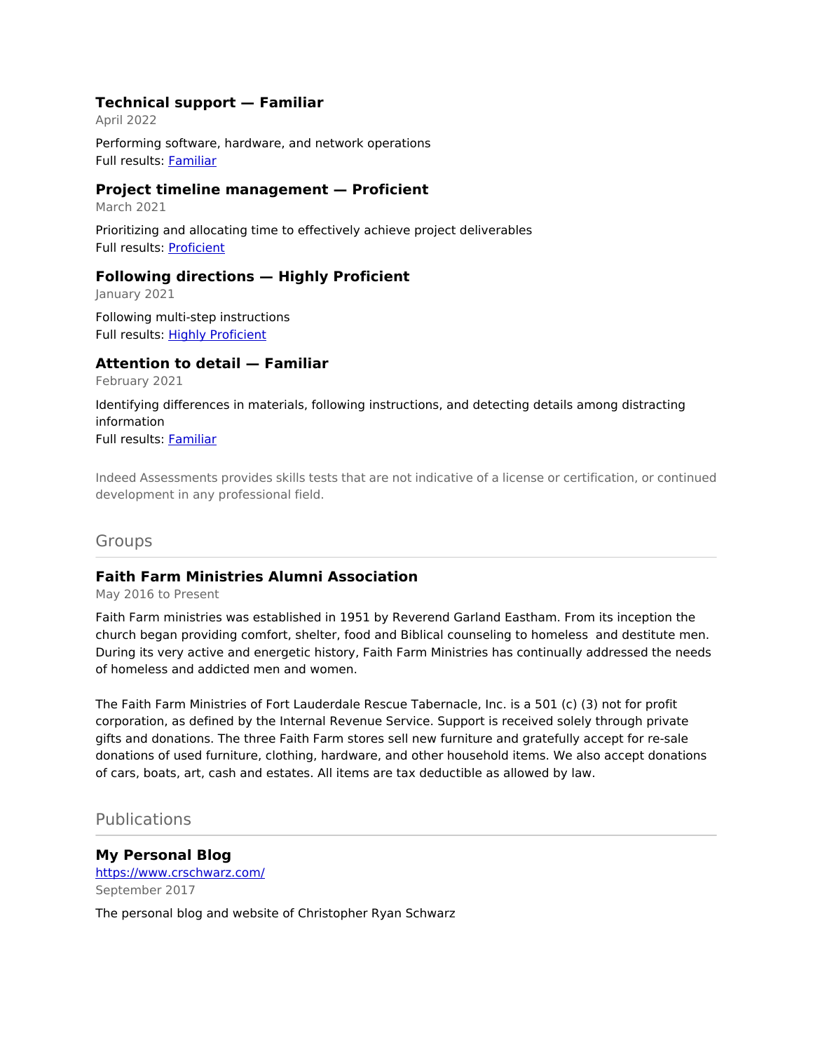### Technical support — Familiar

April 2022

Performing software, hardware, and network operations
Full results: [Familiar]()

### Project timeline management — Proficient

March 2021

Prioritizing and allocating time to effectively achieve project deliverables
Full results: [Proficient]()

### Following directions — Highly Proficient

January 2021

Following multi-step instructions
Full results: [Highly Proficient]()

### Attention to detail — Familiar

February 2021

Identifying differences in materials, following instructions, and detecting details among distracting information
Full results: [Familiar]()

Indeed Assessments provides skills tests that are not indicative of a license or certification, or continued development in any professional field.

## Groups

### Faith Farm Ministries Alumni Association

May 2016 to Present

Faith Farm ministries was established in 1951 by Reverend Garland Eastham. From its inception the church began providing comfort, shelter, food and Biblical counseling to homeless and destitute men. During its very active and energetic history, Faith Farm Ministries has continually addressed the needs of homeless and addicted men and women.

The Faith Farm Ministries of Fort Lauderdale Rescue Tabernacle, Inc. is a 501 (c) (3) not for profit corporation, as defined by the Internal Revenue Service. Support is received solely through private gifts and donations. The three Faith Farm stores sell new furniture and gratefully accept for re-sale donations of used furniture, clothing, hardware, and other household items. We also accept donations of cars, boats, art, cash and estates. All items are tax deductible as allowed by law.

## Publications

### My Personal Blog

[https://www.crschwarz.com/](https://www.crschwarz.com/)

September 2017

The personal blog and website of Christopher Ryan Schwarz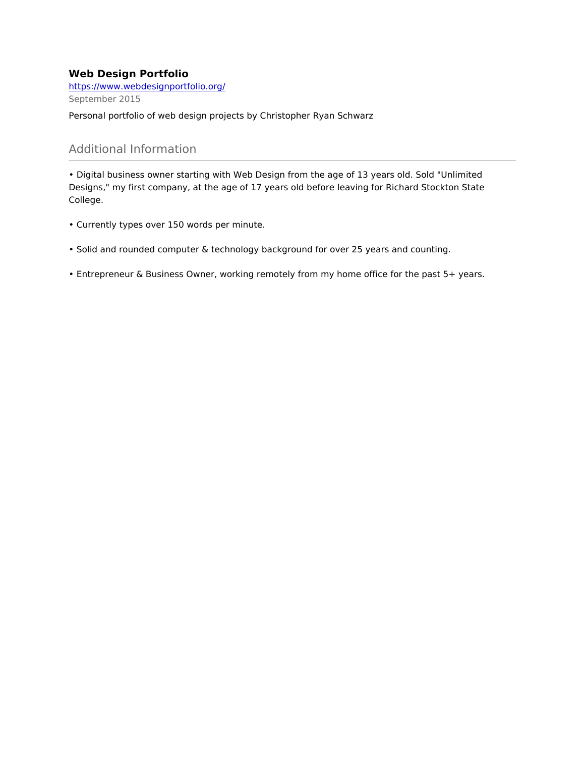**Web Design Portfolio**
[https://www.webdesignportfolio.org/](https://www.webdesignportfolio.org/)
September 2015

Personal portfolio of web design projects by Christopher Ryan Schwarz

## Additional Information

• Digital business owner starting with Web Design from the age of 13 years old. Sold "Unlimited Designs," my first company, at the age of 17 years old before leaving for Richard Stockton State College.

• Currently types over 150 words per minute.

• Solid and rounded computer & technology background for over 25 years and counting.

• Entrepreneur & Business Owner, working remotely from my home office for the past 5+ years.